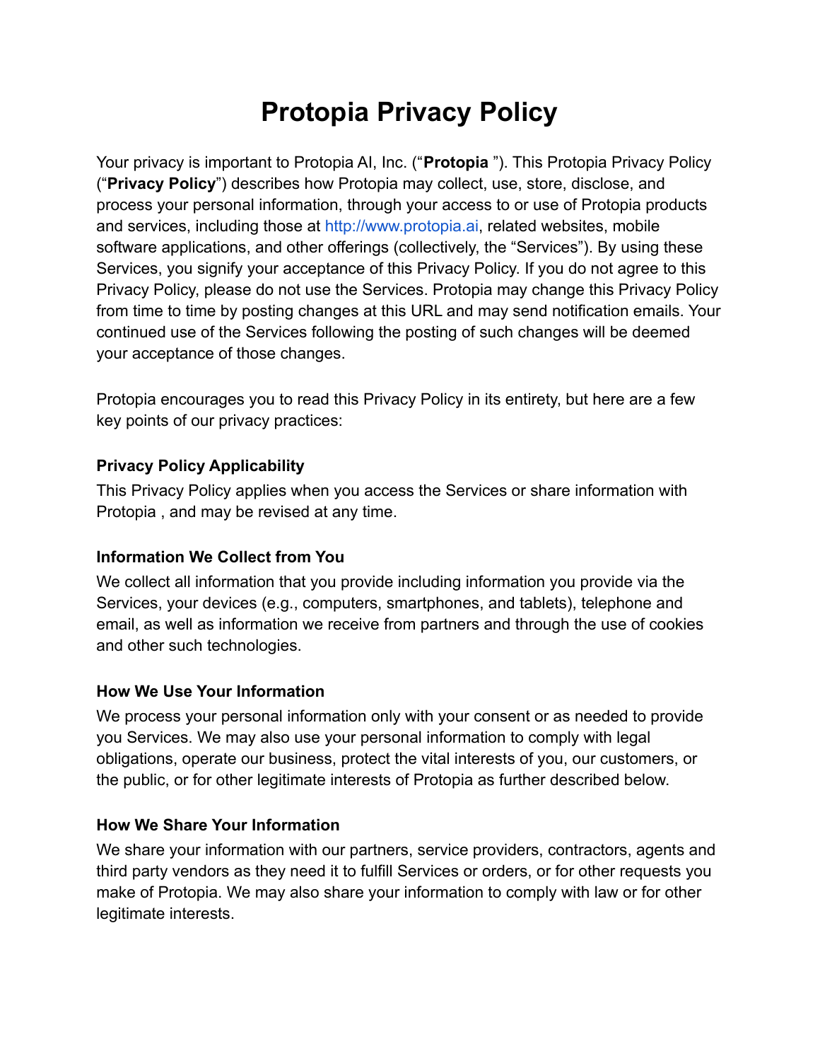# Protopia Privacy Policy

Your privacy is important to Protopia AI, Inc. ("**Protopia** "). This Protopia Privacy Policy ("**Privacy Policy**") describes how Protopia may collect, use, store, disclose, and process your personal information, through your access to or use of Protopia products and services, including those at http://www.protopia.ai, related websites, mobile software applications, and other offerings (collectively, the "Services"). By using these Services, you signify your acceptance of this Privacy Policy. If you do not agree to this Privacy Policy, please do not use the Services. Protopia may change this Privacy Policy from time to time by posting changes at this URL and may send notification emails. Your continued use of the Services following the posting of such changes will be deemed your acceptance of those changes.

Protopia encourages you to read this Privacy Policy in its entirety, but here are a few key points of our privacy practices:

### Privacy Policy Applicability

This Privacy Policy applies when you access the Services or share information with Protopia , and may be revised at any time.

### Information We Collect from You

We collect all information that you provide including information you provide via the Services, your devices (e.g., computers, smartphones, and tablets), telephone and email, as well as information we receive from partners and through the use of cookies and other such technologies.

### How We Use Your Information

We process your personal information only with your consent or as needed to provide you Services. We may also use your personal information to comply with legal obligations, operate our business, protect the vital interests of you, our customers, or the public, or for other legitimate interests of Protopia as further described below.

### How We Share Your Information

We share your information with our partners, service providers, contractors, agents and third party vendors as they need it to fulfill Services or orders, or for other requests you make of Protopia. We may also share your information to comply with law or for other legitimate interests.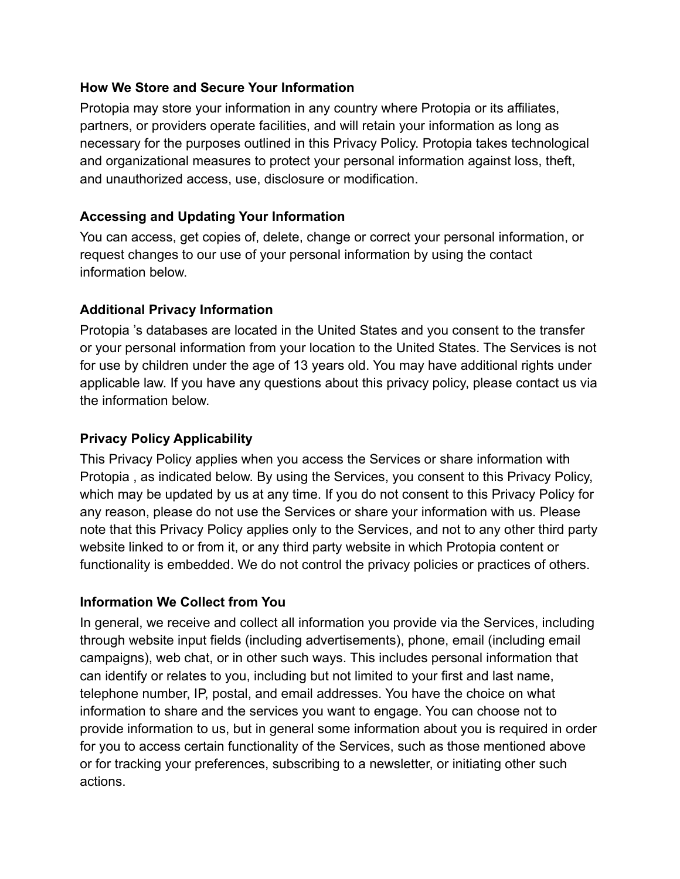**How We Store and Secure Your Information**

Protopia may store your information in any country where Protopia or its affiliates, partners, or providers operate facilities, and will retain your information as long as necessary for the purposes outlined in this Privacy Policy. Protopia takes technological and organizational measures to protect your personal information against loss, theft, and unauthorized access, use, disclosure or modification.

**Accessing and Updating Your Information**

You can access, get copies of, delete, change or correct your personal information, or request changes to our use of your personal information by using the contact information below.

**Additional Privacy Information**

Protopia 's databases are located in the United States and you consent to the transfer or your personal information from your location to the United States. The Services is not for use by children under the age of 13 years old. You may have additional rights under applicable law. If you have any questions about this privacy policy, please contact us via the information below.

**Privacy Policy Applicability**

This Privacy Policy applies when you access the Services or share information with Protopia , as indicated below. By using the Services, you consent to this Privacy Policy, which may be updated by us at any time. If you do not consent to this Privacy Policy for any reason, please do not use the Services or share your information with us. Please note that this Privacy Policy applies only to the Services, and not to any other third party website linked to or from it, or any third party website in which Protopia content or functionality is embedded. We do not control the privacy policies or practices of others.

**Information We Collect from You**

In general, we receive and collect all information you provide via the Services, including through website input fields (including advertisements), phone, email (including email campaigns), web chat, or in other such ways. This includes personal information that can identify or relates to you, including but not limited to your first and last name, telephone number, IP, postal, and email addresses. You have the choice on what information to share and the services you want to engage. You can choose not to provide information to us, but in general some information about you is required in order for you to access certain functionality of the Services, such as those mentioned above or for tracking your preferences, subscribing to a newsletter, or initiating other such actions.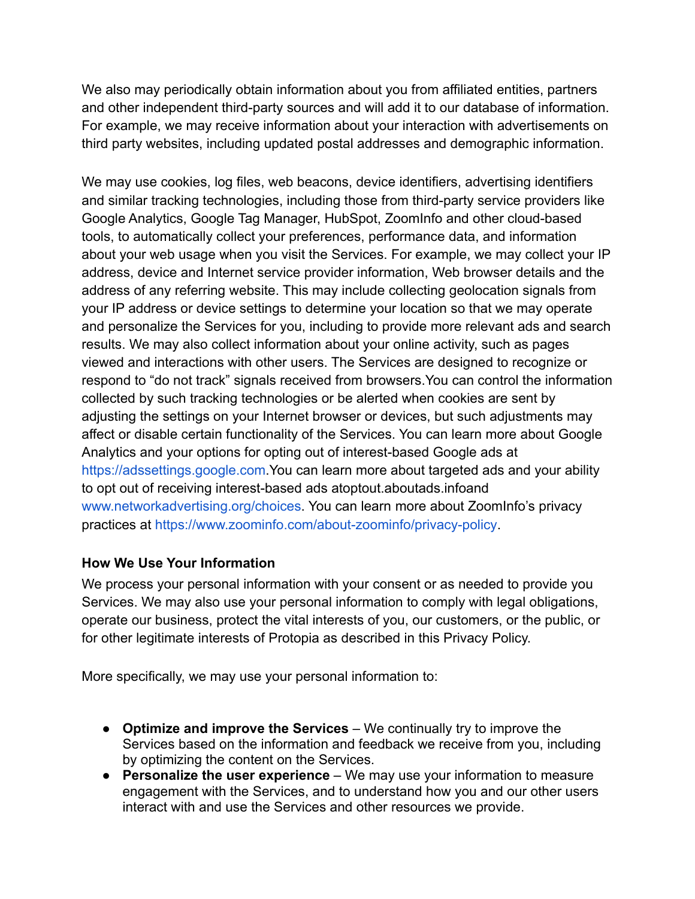We also may periodically obtain information about you from affiliated entities, partners and other independent third-party sources and will add it to our database of information. For example, we may receive information about your interaction with advertisements on third party websites, including updated postal addresses and demographic information.

We may use cookies, log files, web beacons, device identifiers, advertising identifiers and similar tracking technologies, including those from third-party service providers like Google Analytics, Google Tag Manager, HubSpot, ZoomInfo and other cloud-based tools, to automatically collect your preferences, performance data, and information about your web usage when you visit the Services. For example, we may collect your IP address, device and Internet service provider information, Web browser details and the address of any referring website. This may include collecting geolocation signals from your IP address or device settings to determine your location so that we may operate and personalize the Services for you, including to provide more relevant ads and search results. We may also collect information about your online activity, such as pages viewed and interactions with other users. The Services are designed to recognize or respond to "do not track" signals received from browsers.You can control the information collected by such tracking technologies or be alerted when cookies are sent by adjusting the settings on your Internet browser or devices, but such adjustments may affect or disable certain functionality of the Services. You can learn more about Google Analytics and your options for opting out of interest-based Google ads at https://adssettings.google.com.You can learn more about targeted ads and your ability to opt out of receiving interest-based ads atoptout.aboutads.infoand www.networkadvertising.org/choices. You can learn more about ZoomInfo's privacy practices at https://www.zoominfo.com/about-zoominfo/privacy-policy.

**How We Use Your Information**

We process your personal information with your consent or as needed to provide you Services. We may also use your personal information to comply with legal obligations, operate our business, protect the vital interests of you, our customers, or the public, or for other legitimate interests of Protopia as described in this Privacy Policy.

More specifically, we may use your personal information to:

- **Optimize and improve the Services** – We continually try to improve the Services based on the information and feedback we receive from you, including by optimizing the content on the Services.
- **Personalize the user experience** – We may use your information to measure engagement with the Services, and to understand how you and our other users interact with and use the Services and other resources we provide.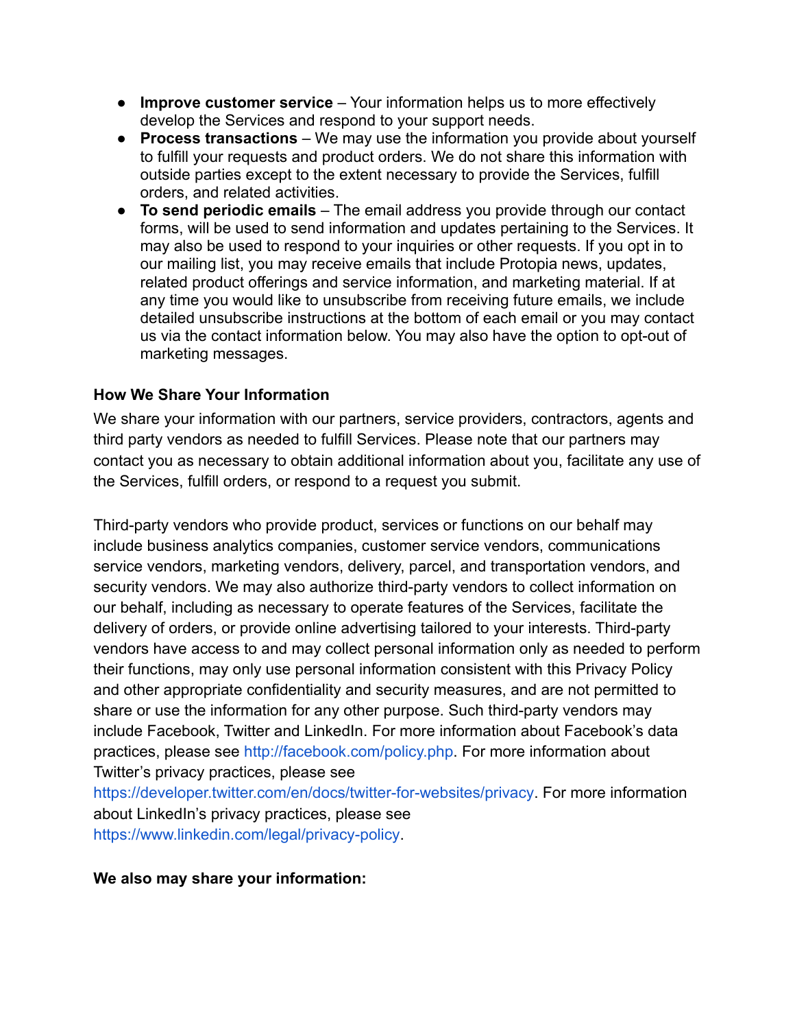- **Improve customer service** – Your information helps us to more effectively develop the Services and respond to your support needs.
- **Process transactions** – We may use the information you provide about yourself to fulfill your requests and product orders. We do not share this information with outside parties except to the extent necessary to provide the Services, fulfill orders, and related activities.
- **To send periodic emails** – The email address you provide through our contact forms, will be used to send information and updates pertaining to the Services. It may also be used to respond to your inquiries or other requests. If you opt in to our mailing list, you may receive emails that include Protopia news, updates, related product offerings and service information, and marketing material. If at any time you would like to unsubscribe from receiving future emails, we include detailed unsubscribe instructions at the bottom of each email or you may contact us via the contact information below. You may also have the option to opt-out of marketing messages.

**How We Share Your Information**

We share your information with our partners, service providers, contractors, agents and third party vendors as needed to fulfill Services. Please note that our partners may contact you as necessary to obtain additional information about you, facilitate any use of the Services, fulfill orders, or respond to a request you submit.

Third-party vendors who provide product, services or functions on our behalf may include business analytics companies, customer service vendors, communications service vendors, marketing vendors, delivery, parcel, and transportation vendors, and security vendors. We may also authorize third-party vendors to collect information on our behalf, including as necessary to operate features of the Services, facilitate the delivery of orders, or provide online advertising tailored to your interests. Third-party vendors have access to and may collect personal information only as needed to perform their functions, may only use personal information consistent with this Privacy Policy and other appropriate confidentiality and security measures, and are not permitted to share or use the information for any other purpose. Such third-party vendors may include Facebook, Twitter and LinkedIn. For more information about Facebook's data practices, please see http://facebook.com/policy.php. For more information about Twitter's privacy practices, please see https://developer.twitter.com/en/docs/twitter-for-websites/privacy. For more information about LinkedIn's privacy practices, please see https://www.linkedin.com/legal/privacy-policy.

**We also may share your information:**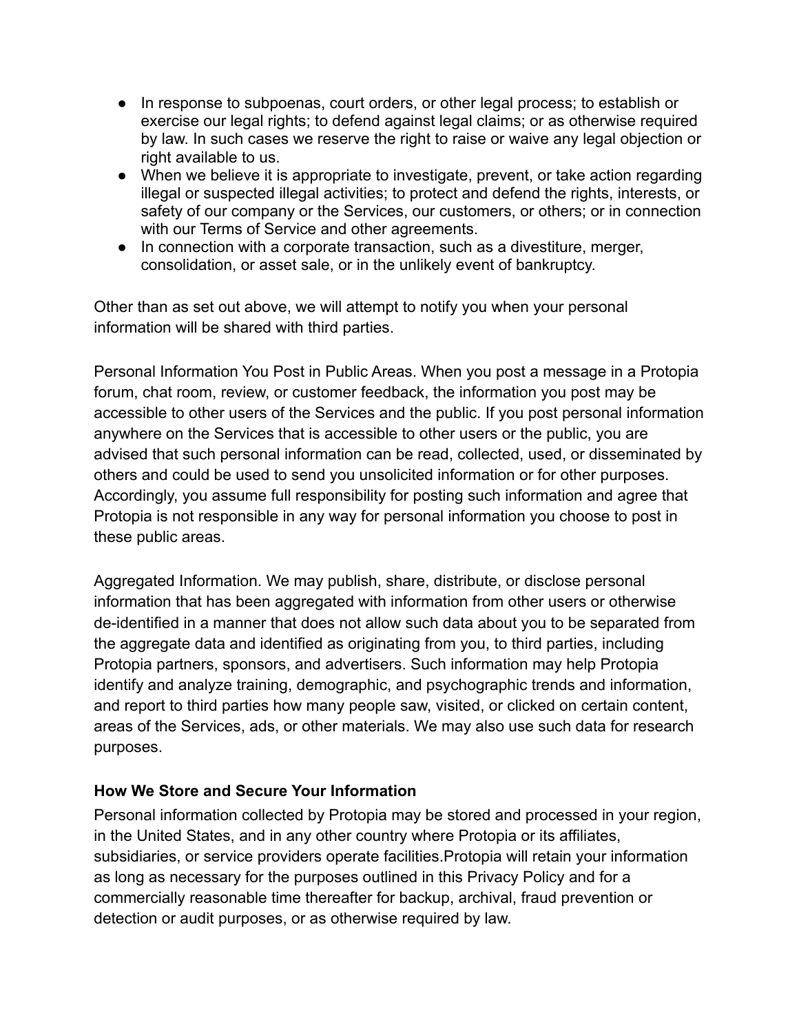- In response to subpoenas, court orders, or other legal process; to establish or exercise our legal rights; to defend against legal claims; or as otherwise required by law. In such cases we reserve the right to raise or waive any legal objection or right available to us.
- When we believe it is appropriate to investigate, prevent, or take action regarding illegal or suspected illegal activities; to protect and defend the rights, interests, or safety of our company or the Services, our customers, or others; or in connection with our Terms of Service and other agreements.
- In connection with a corporate transaction, such as a divestiture, merger, consolidation, or asset sale, or in the unlikely event of bankruptcy.

Other than as set out above, we will attempt to notify you when your personal information will be shared with third parties.

Personal Information You Post in Public Areas. When you post a message in a Protopia forum, chat room, review, or customer feedback, the information you post may be accessible to other users of the Services and the public. If you post personal information anywhere on the Services that is accessible to other users or the public, you are advised that such personal information can be read, collected, used, or disseminated by others and could be used to send you unsolicited information or for other purposes. Accordingly, you assume full responsibility for posting such information and agree that Protopia is not responsible in any way for personal information you choose to post in these public areas.

Aggregated Information. We may publish, share, distribute, or disclose personal information that has been aggregated with information from other users or otherwise de-identified in a manner that does not allow such data about you to be separated from the aggregate data and identified as originating from you, to third parties, including Protopia partners, sponsors, and advertisers. Such information may help Protopia identify and analyze training, demographic, and psychographic trends and information, and report to third parties how many people saw, visited, or clicked on certain content, areas of the Services, ads, or other materials. We may also use such data for research purposes.

**How We Store and Secure Your Information**

Personal information collected by Protopia may be stored and processed in your region, in the United States, and in any other country where Protopia or its affiliates, subsidiaries, or service providers operate facilities.Protopia will retain your information as long as necessary for the purposes outlined in this Privacy Policy and for a commercially reasonable time thereafter for backup, archival, fraud prevention or detection or audit purposes, or as otherwise required by law.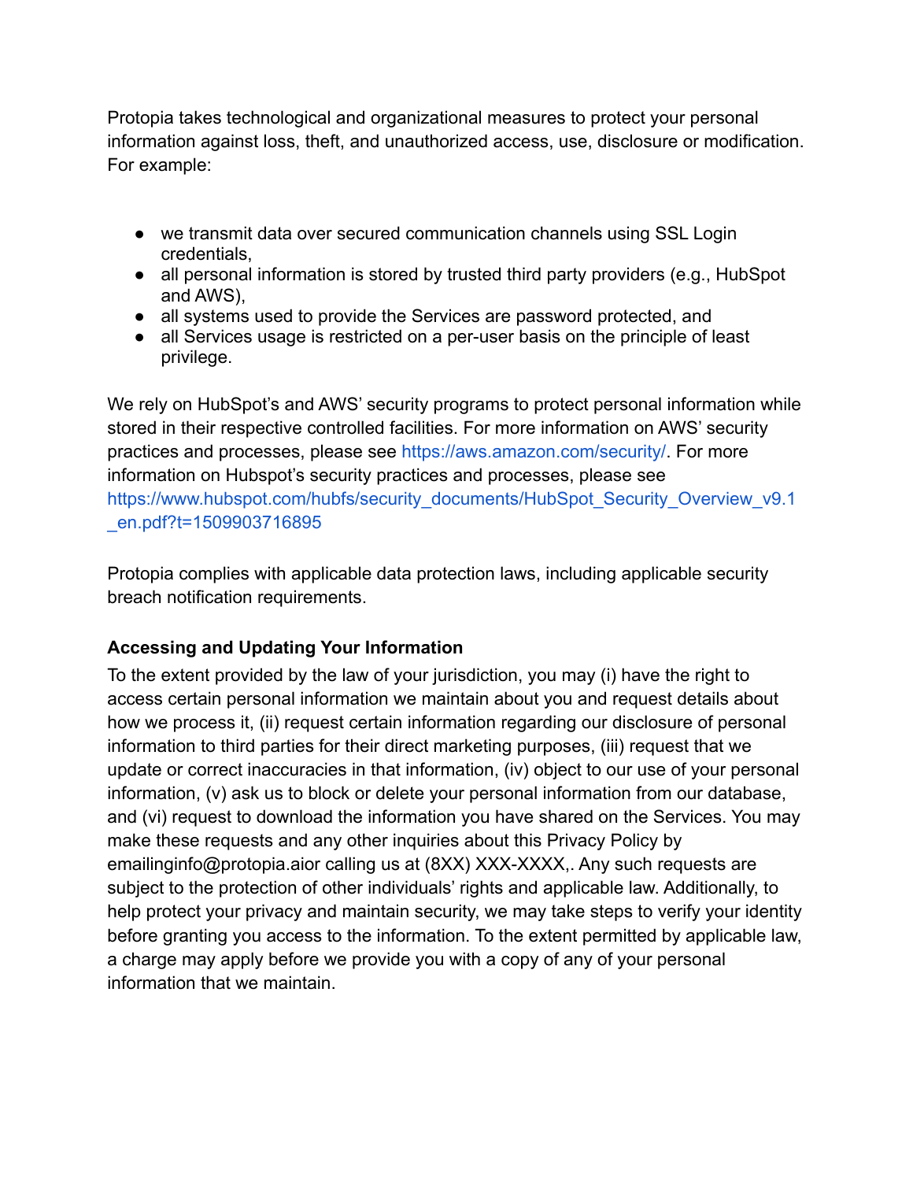Protopia takes technological and organizational measures to protect your personal information against loss, theft, and unauthorized access, use, disclosure or modification. For example:

- we transmit data over secured communication channels using SSL Login credentials,
- all personal information is stored by trusted third party providers (e.g., HubSpot and AWS),
- all systems used to provide the Services are password protected, and
- all Services usage is restricted on a per-user basis on the principle of least privilege.

We rely on HubSpot's and AWS' security programs to protect personal information while stored in their respective controlled facilities. For more information on AWS' security practices and processes, please see https://aws.amazon.com/security/. For more information on Hubspot's security practices and processes, please see https://www.hubspot.com/hubfs/security_documents/HubSpot_Security_Overview_v9.1_en.pdf?t=1509903716895

Protopia complies with applicable data protection laws, including applicable security breach notification requirements.

**Accessing and Updating Your Information**

To the extent provided by the law of your jurisdiction, you may (i) have the right to access certain personal information we maintain about you and request details about how we process it, (ii) request certain information regarding our disclosure of personal information to third parties for their direct marketing purposes, (iii) request that we update or correct inaccuracies in that information, (iv) object to our use of your personal information, (v) ask us to block or delete your personal information from our database, and (vi) request to download the information you have shared on the Services. You may make these requests and any other inquiries about this Privacy Policy by emailinginfo@protopia.aior calling us at (8XX) XXX-XXXX,. Any such requests are subject to the protection of other individuals' rights and applicable law. Additionally, to help protect your privacy and maintain security, we may take steps to verify your identity before granting you access to the information. To the extent permitted by applicable law, a charge may apply before we provide you with a copy of any of your personal information that we maintain.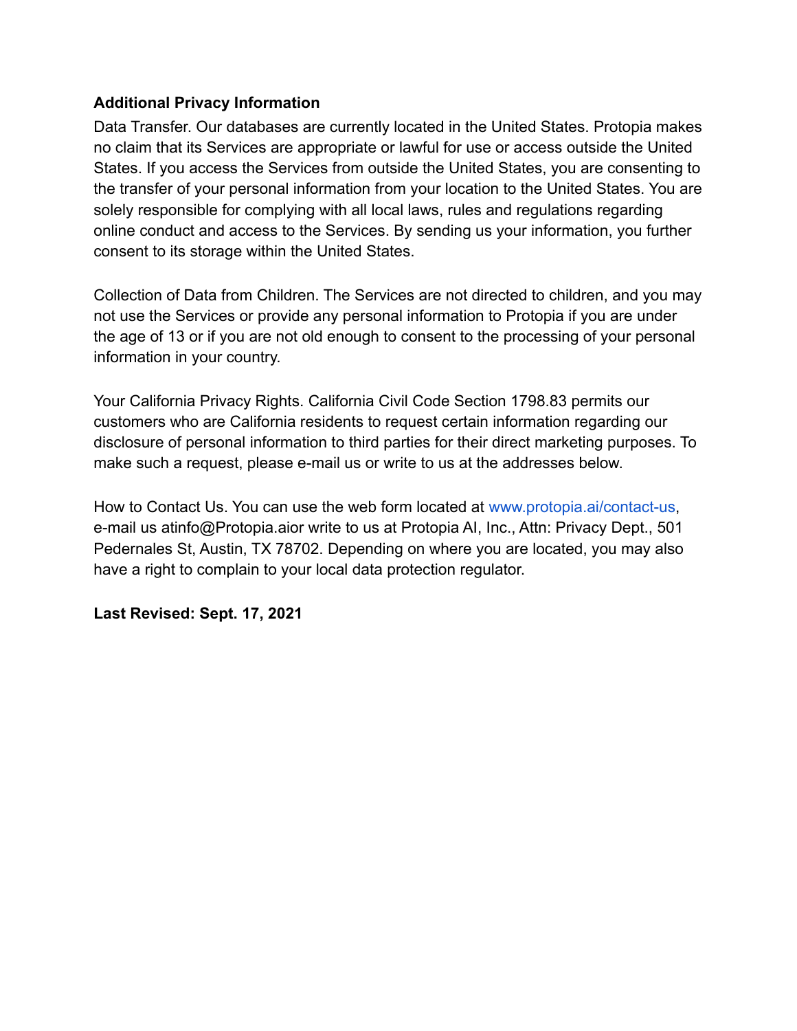**Additional Privacy Information**

Data Transfer. Our databases are currently located in the United States. Protopia makes no claim that its Services are appropriate or lawful for use or access outside the United States. If you access the Services from outside the United States, you are consenting to the transfer of your personal information from your location to the United States. You are solely responsible for complying with all local laws, rules and regulations regarding online conduct and access to the Services. By sending us your information, you further consent to its storage within the United States.

Collection of Data from Children. The Services are not directed to children, and you may not use the Services or provide any personal information to Protopia if you are under the age of 13 or if you are not old enough to consent to the processing of your personal information in your country.

Your California Privacy Rights. California Civil Code Section 1798.83 permits our customers who are California residents to request certain information regarding our disclosure of personal information to third parties for their direct marketing purposes. To make such a request, please e-mail us or write to us at the addresses below.

How to Contact Us. You can use the web form located at www.protopia.ai/contact-us, e-mail us atinfo@Protopia.aior write to us at Protopia AI, Inc., Attn: Privacy Dept., 501 Pedernales St, Austin, TX 78702. Depending on where you are located, you may also have a right to complain to your local data protection regulator.

**Last Revised: Sept. 17, 2021**